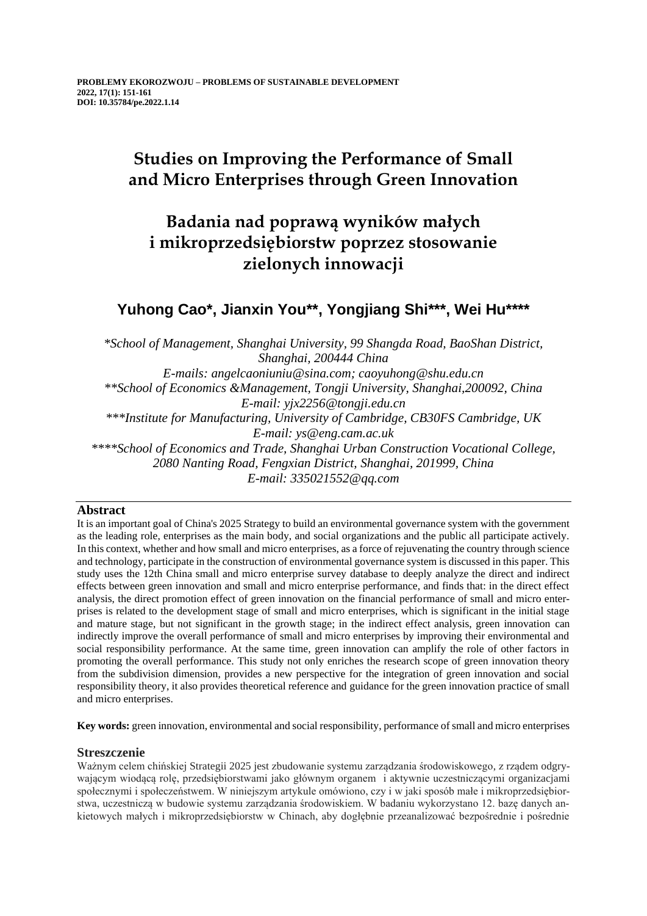**PROBLEMY EKOROZWOJU – PROBLEMS OF SUSTAINABLE DEVELOPMENT**
**2022, 17(1): 151-161**
**DOI: 10.35784/pe.2022.1.14**

# Studies on Improving the Performance of Small and Micro Enterprises through Green Innovation

# Badania nad poprawą wyników małych i mikroprzedsiębiorstw poprzez stosowanie zielonych innowacji

## Yuhong Cao*, Jianxin You**, Yongjiang Shi***, Wei Hu****

*\*School of Management, Shanghai University, 99 Shangda Road, BaoShan District, Shanghai, 200444 China*
*E-mails: angelcaoniuniu@sina.com; caoyuhong@shu.edu.cn*
*\*\*School of Economics &Management, Tongji University, Shanghai,200092, China*
*E-mail: yjx2256@tongji.edu.cn*
*\*\*\*Institute for Manufacturing, University of Cambridge, CB30FS Cambridge, UK*
*E-mail: ys@eng.cam.ac.uk*
*\*\*\*\*School of Economics and Trade, Shanghai Urban Construction Vocational College, 2080 Nanting Road, Fengxian District, Shanghai, 201999, China*
*E-mail: 335021552@qq.com*

### Abstract

It is an important goal of China's 2025 Strategy to build an environmental governance system with the government as the leading role, enterprises as the main body, and social organizations and the public all participate actively. In this context, whether and how small and micro enterprises, as a force of rejuvenating the country through science and technology, participate in the construction of environmental governance system is discussed in this paper. This study uses the 12th China small and micro enterprise survey database to deeply analyze the direct and indirect effects between green innovation and small and micro enterprise performance, and finds that: in the direct effect analysis, the direct promotion effect of green innovation on the financial performance of small and micro enterprises is related to the development stage of small and micro enterprises, which is significant in the initial stage and mature stage, but not significant in the growth stage; in the indirect effect analysis, green innovation can indirectly improve the overall performance of small and micro enterprises by improving their environmental and social responsibility performance. At the same time, green innovation can amplify the role of other factors in promoting the overall performance. This study not only enriches the research scope of green innovation theory from the subdivision dimension, provides a new perspective for the integration of green innovation and social responsibility theory, it also provides theoretical reference and guidance for the green innovation practice of small and micro enterprises.

**Key words:** green innovation, environmental and social responsibility, performance of small and micro enterprises

### Streszczenie

Ważnym celem chińskiej Strategii 2025 jest zbudowanie systemu zarządzania środowiskowego, z rządem odgrywającym wiodącą rolę, przedsiębiorstwami jako głównym organem i aktywnie uczestniczącymi organizacjami społecznymi i społeczeństwem. W niniejszym artykule omówiono, czy i w jaki sposób małe i mikroprzedsiębiorstwa, uczestniczą w budowie systemu zarządzania środowiskiem. W badaniu wykorzystano 12. bazę danych ankietowych małych i mikroprzedsiębiorstw w Chinach, aby dogłębnie przeanalizować bezpośrednie i pośrednie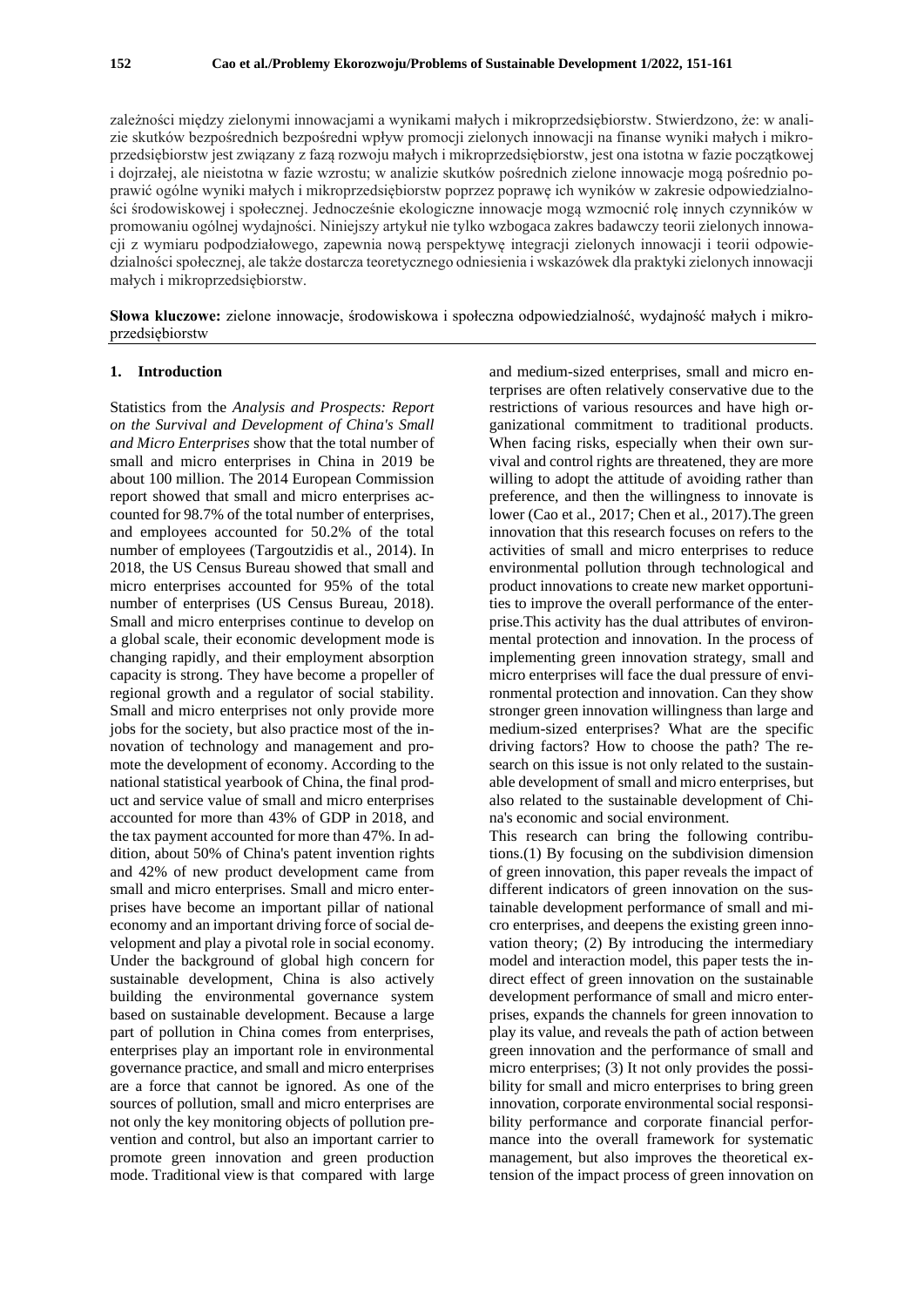zależności między zielonymi innowacjami a wynikami małych i mikroprzedsiębiorstw. Stwierdzono, że: w analizie skutków bezpośrednich bezpośredni wpływ promocji zielonych innowacji na finanse wyniki małych i mikroprzedsiębiorstw jest związany z fazą rozwoju małych i mikroprzedsiębiorstw, jest ona istotna w fazie początkowej i dojrzałej, ale nieistotna w fazie wzrostu; w analizie skutków pośrednich zielone innowacje mogą pośrednio poprawić ogólne wyniki małych i mikroprzedsiębiorstw poprzez poprawę ich wyników w zakresie odpowiedzialności środowiskowej i społecznej. Jednocześnie ekologiczne innowacje mogą wzmocnić rolę innych czynników w promowaniu ogólnej wydajności. Niniejszy artykuł nie tylko wzbogaca zakres badawczy teorii zielonych innowacji z wymiaru podpodziałowego, zapewnia nową perspektywę integracji zielonych innowacji i teorii odpowiedzialności społecznej, ale także dostarcza teoretycznego odniesienia i wskazówek dla praktyki zielonych innowacji małych i mikroprzedsiębiorstw.

**Słowa kluczowe:** zielone innowacje, środowiskowa i społeczna odpowiedzialność, wydajność małych i mikroprzedsiębiorstw

## 1. Introduction

Statistics from the *Analysis and Prospects: Report on the Survival and Development of China's Small and Micro Enterprises* show that the total number of small and micro enterprises in China in 2019 be about 100 million. The 2014 European Commission report showed that small and micro enterprises accounted for 98.7% of the total number of enterprises, and employees accounted for 50.2% of the total number of employees (Targoutzidis et al., 2014). In 2018, the US Census Bureau showed that small and micro enterprises accounted for 95% of the total number of enterprises (US Census Bureau, 2018). Small and micro enterprises continue to develop on a global scale, their economic development mode is changing rapidly, and their employment absorption capacity is strong. They have become a propeller of regional growth and a regulator of social stability. Small and micro enterprises not only provide more jobs for the society, but also practice most of the innovation of technology and management and promote the development of economy. According to the national statistical yearbook of China, the final product and service value of small and micro enterprises accounted for more than 43% of GDP in 2018, and the tax payment accounted for more than 47%. In addition, about 50% of China's patent invention rights and 42% of new product development came from small and micro enterprises. Small and micro enterprises have become an important pillar of national economy and an important driving force of social development and play a pivotal role in social economy. Under the background of global high concern for sustainable development, China is also actively building the environmental governance system based on sustainable development. Because a large part of pollution in China comes from enterprises, enterprises play an important role in environmental governance practice, and small and micro enterprises are a force that cannot be ignored. As one of the sources of pollution, small and micro enterprises are not only the key monitoring objects of pollution prevention and control, but also an important carrier to promote green innovation and green production mode. Traditional view is that compared with large and medium-sized enterprises, small and micro enterprises are often relatively conservative due to the restrictions of various resources and have high organizational commitment to traditional products. When facing risks, especially when their own survival and control rights are threatened, they are more willing to adopt the attitude of avoiding rather than preference, and then the willingness to innovate is lower (Cao et al., 2017; Chen et al., 2017).The green innovation that this research focuses on refers to the activities of small and micro enterprises to reduce environmental pollution through technological and product innovations to create new market opportunities to improve the overall performance of the enterprise.This activity has the dual attributes of environmental protection and innovation. In the process of implementing green innovation strategy, small and micro enterprises will face the dual pressure of environmental protection and innovation. Can they show stronger green innovation willingness than large and medium-sized enterprises? What are the specific driving factors? How to choose the path? The research on this issue is not only related to the sustainable development of small and micro enterprises, but also related to the sustainable development of China's economic and social environment.

This research can bring the following contributions.(1) By focusing on the subdivision dimension of green innovation, this paper reveals the impact of different indicators of green innovation on the sustainable development performance of small and micro enterprises, and deepens the existing green innovation theory; (2) By introducing the intermediary model and interaction model, this paper tests the indirect effect of green innovation on the sustainable development performance of small and micro enterprises, expands the channels for green innovation to play its value, and reveals the path of action between green innovation and the performance of small and micro enterprises; (3) It not only provides the possibility for small and micro enterprises to bring green innovation, corporate environmental social responsibility performance and corporate financial performance into the overall framework for systematic management, but also improves the theoretical extension of the impact process of green innovation on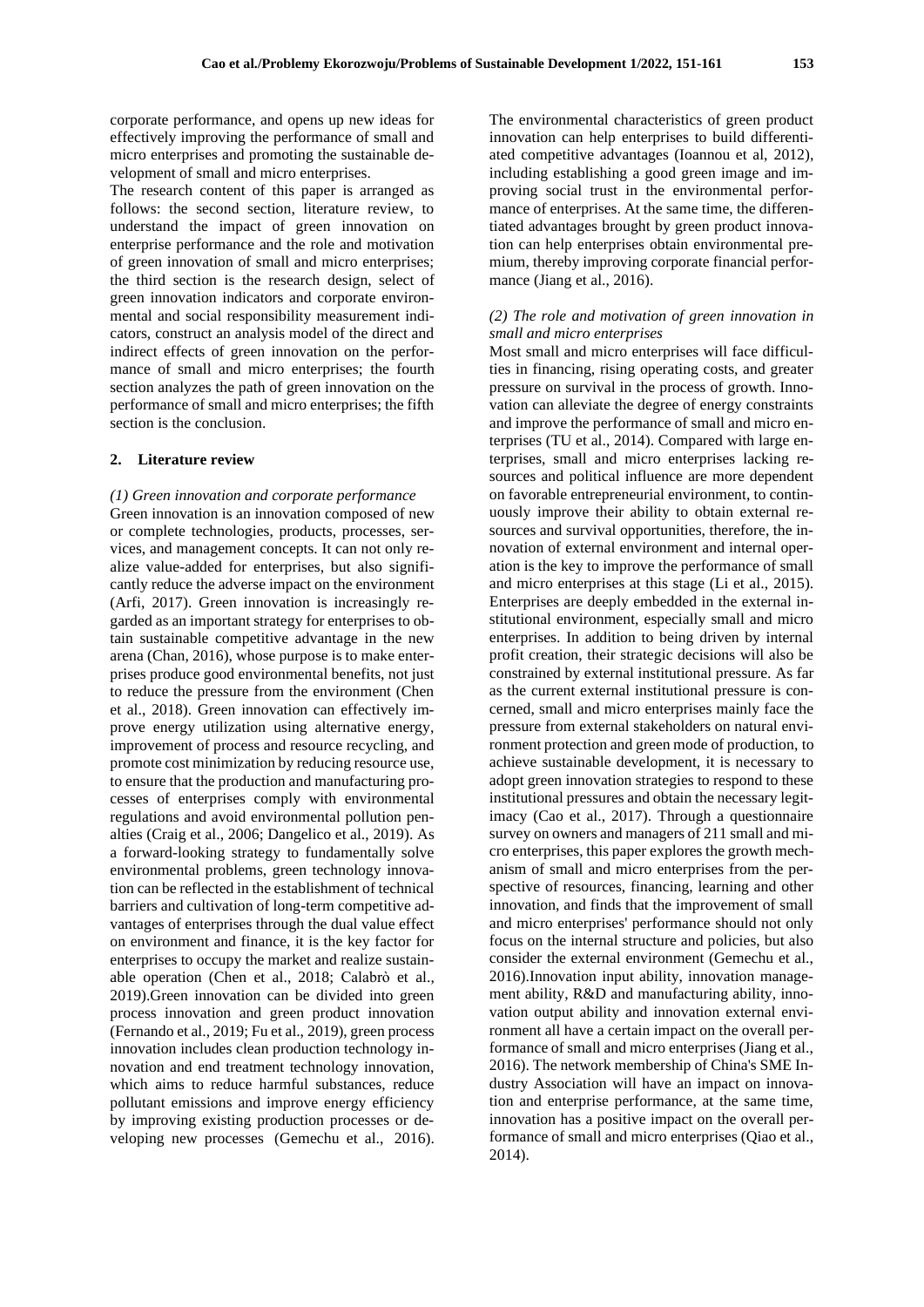corporate performance, and opens up new ideas for effectively improving the performance of small and micro enterprises and promoting the sustainable development of small and micro enterprises.

The research content of this paper is arranged as follows: the second section, literature review, to understand the impact of green innovation on enterprise performance and the role and motivation of green innovation of small and micro enterprises; the third section is the research design, select of green innovation indicators and corporate environmental and social responsibility measurement indicators, construct an analysis model of the direct and indirect effects of green innovation on the performance of small and micro enterprises; the fourth section analyzes the path of green innovation on the performance of small and micro enterprises; the fifth section is the conclusion.

## 2. Literature review

*(1) Green innovation and corporate performance*

Green innovation is an innovation composed of new or complete technologies, products, processes, services, and management concepts. It can not only realize value-added for enterprises, but also significantly reduce the adverse impact on the environment (Arfi, 2017). Green innovation is increasingly regarded as an important strategy for enterprises to obtain sustainable competitive advantage in the new arena (Chan, 2016), whose purpose is to make enterprises produce good environmental benefits, not just to reduce the pressure from the environment (Chen et al., 2018). Green innovation can effectively improve energy utilization using alternative energy, improvement of process and resource recycling, and promote cost minimization by reducing resource use, to ensure that the production and manufacturing processes of enterprises comply with environmental regulations and avoid environmental pollution penalties (Craig et al., 2006; Dangelico et al., 2019). As a forward-looking strategy to fundamentally solve environmental problems, green technology innovation can be reflected in the establishment of technical barriers and cultivation of long-term competitive advantages of enterprises through the dual value effect on environment and finance, it is the key factor for enterprises to occupy the market and realize sustainable operation (Chen et al., 2018; Calabrò et al., 2019).Green innovation can be divided into green process innovation and green product innovation (Fernando et al., 2019; Fu et al., 2019), green process innovation includes clean production technology innovation and end treatment technology innovation, which aims to reduce harmful substances, reduce pollutant emissions and improve energy efficiency by improving existing production processes or developing new processes (Gemechu et al., 2016). The environmental characteristics of green product innovation can help enterprises to build differentiated competitive advantages (Ioannou et al, 2012), including establishing a good green image and improving social trust in the environmental performance of enterprises. At the same time, the differentiated advantages brought by green product innovation can help enterprises obtain environmental premium, thereby improving corporate financial performance (Jiang et al., 2016).

*(2) The role and motivation of green innovation in small and micro enterprises*

Most small and micro enterprises will face difficulties in financing, rising operating costs, and greater pressure on survival in the process of growth. Innovation can alleviate the degree of energy constraints and improve the performance of small and micro enterprises (TU et al., 2014). Compared with large enterprises, small and micro enterprises lacking resources and political influence are more dependent on favorable entrepreneurial environment, to continuously improve their ability to obtain external resources and survival opportunities, therefore, the innovation of external environment and internal operation is the key to improve the performance of small and micro enterprises at this stage (Li et al., 2015). Enterprises are deeply embedded in the external institutional environment, especially small and micro enterprises. In addition to being driven by internal profit creation, their strategic decisions will also be constrained by external institutional pressure. As far as the current external institutional pressure is concerned, small and micro enterprises mainly face the pressure from external stakeholders on natural environment protection and green mode of production, to achieve sustainable development, it is necessary to adopt green innovation strategies to respond to these institutional pressures and obtain the necessary legitimacy (Cao et al., 2017). Through a questionnaire survey on owners and managers of 211 small and micro enterprises, this paper explores the growth mechanism of small and micro enterprises from the perspective of resources, financing, learning and other innovation, and finds that the improvement of small and micro enterprises' performance should not only focus on the internal structure and policies, but also consider the external environment (Gemechu et al., 2016).Innovation input ability, innovation management ability, R&D and manufacturing ability, innovation output ability and innovation external environment all have a certain impact on the overall performance of small and micro enterprises (Jiang et al., 2016). The network membership of China's SME Industry Association will have an impact on innovation and enterprise performance, at the same time, innovation has a positive impact on the overall performance of small and micro enterprises (Qiao et al., 2014).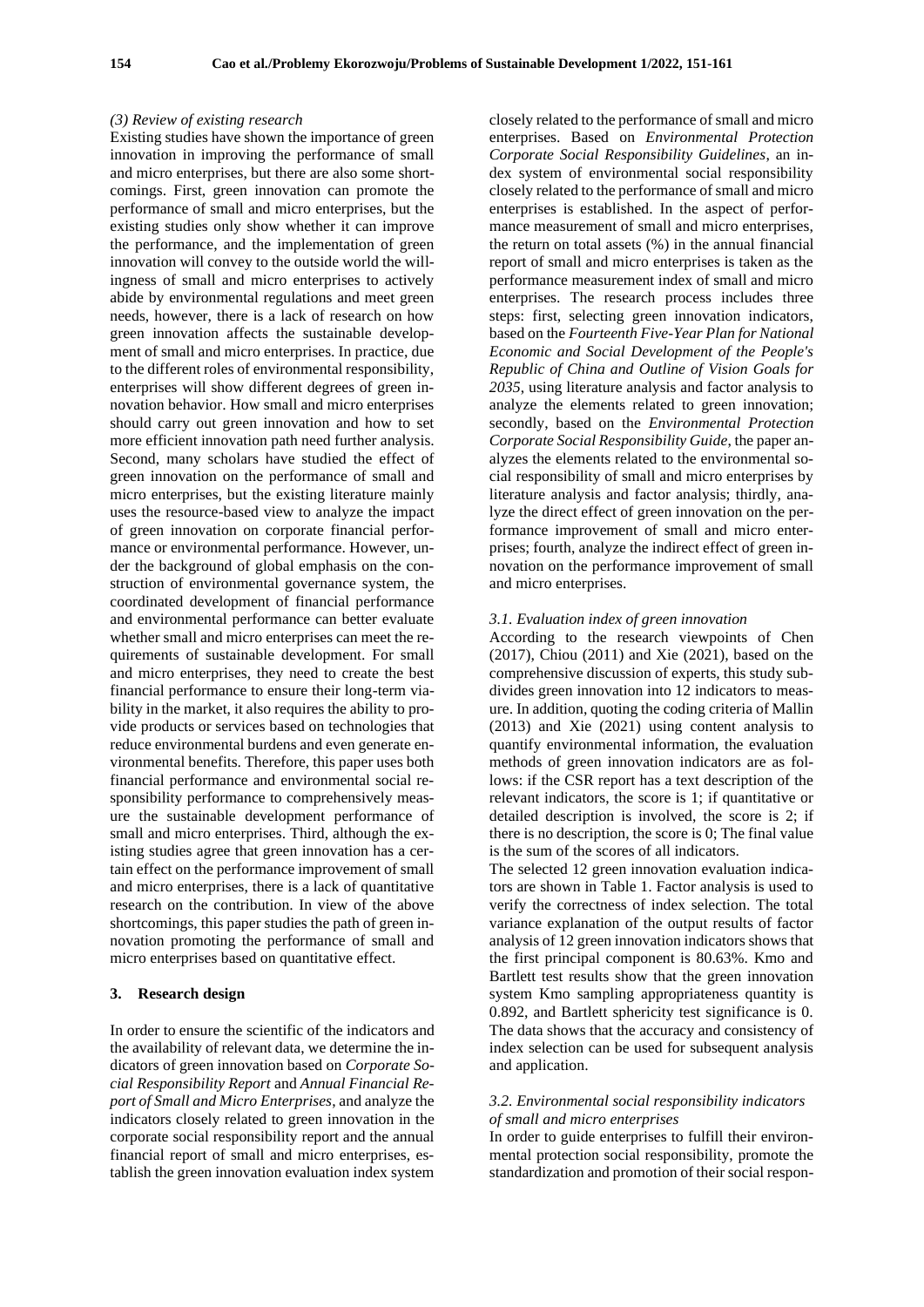*(3) Review of existing research*

Existing studies have shown the importance of green innovation in improving the performance of small and micro enterprises, but there are also some shortcomings. First, green innovation can promote the performance of small and micro enterprises, but the existing studies only show whether it can improve the performance, and the implementation of green innovation will convey to the outside world the willingness of small and micro enterprises to actively abide by environmental regulations and meet green needs, however, there is a lack of research on how green innovation affects the sustainable development of small and micro enterprises. In practice, due to the different roles of environmental responsibility, enterprises will show different degrees of green innovation behavior. How small and micro enterprises should carry out green innovation and how to set more efficient innovation path need further analysis. Second, many scholars have studied the effect of green innovation on the performance of small and micro enterprises, but the existing literature mainly uses the resource-based view to analyze the impact of green innovation on corporate financial performance or environmental performance. However, under the background of global emphasis on the construction of environmental governance system, the coordinated development of financial performance and environmental performance can better evaluate whether small and micro enterprises can meet the requirements of sustainable development. For small and micro enterprises, they need to create the best financial performance to ensure their long-term viability in the market, it also requires the ability to provide products or services based on technologies that reduce environmental burdens and even generate environmental benefits. Therefore, this paper uses both financial performance and environmental social responsibility performance to comprehensively measure the sustainable development performance of small and micro enterprises. Third, although the existing studies agree that green innovation has a certain effect on the performance improvement of small and micro enterprises, there is a lack of quantitative research on the contribution. In view of the above shortcomings, this paper studies the path of green innovation promoting the performance of small and micro enterprises based on quantitative effect.

## 3. Research design

In order to ensure the scientific of the indicators and the availability of relevant data, we determine the indicators of green innovation based on *Corporate Social Responsibility Report* and *Annual Financial Report of Small and Micro Enterprises*, and analyze the indicators closely related to green innovation in the corporate social responsibility report and the annual financial report of small and micro enterprises, establish the green innovation evaluation index system closely related to the performance of small and micro enterprises. Based on *Environmental Protection Corporate Social Responsibility Guidelines*, an index system of environmental social responsibility closely related to the performance of small and micro enterprises is established. In the aspect of performance measurement of small and micro enterprises, the return on total assets (%) in the annual financial report of small and micro enterprises is taken as the performance measurement index of small and micro enterprises. The research process includes three steps: first, selecting green innovation indicators, based on the *Fourteenth Five-Year Plan for National Economic and Social Development of the People's Republic of China and Outline of Vision Goals for 2035*, using literature analysis and factor analysis to analyze the elements related to green innovation; secondly, based on the *Environmental Protection Corporate Social Responsibility Guide*, the paper analyzes the elements related to the environmental social responsibility of small and micro enterprises by literature analysis and factor analysis; thirdly, analyze the direct effect of green innovation on the performance improvement of small and micro enterprises; fourth, analyze the indirect effect of green innovation on the performance improvement of small and micro enterprises.

### *3.1. Evaluation index of green innovation*

According to the research viewpoints of Chen (2017), Chiou (2011) and Xie (2021), based on the comprehensive discussion of experts, this study subdivides green innovation into 12 indicators to measure. In addition, quoting the coding criteria of Mallin (2013) and Xie (2021) using content analysis to quantify environmental information, the evaluation methods of green innovation indicators are as follows: if the CSR report has a text description of the relevant indicators, the score is 1; if quantitative or detailed description is involved, the score is 2; if there is no description, the score is 0; The final value is the sum of the scores of all indicators.

The selected 12 green innovation evaluation indicators are shown in Table 1. Factor analysis is used to verify the correctness of index selection. The total variance explanation of the output results of factor analysis of 12 green innovation indicators shows that the first principal component is 80.63%. Kmo and Bartlett test results show that the green innovation system Kmo sampling appropriateness quantity is 0.892, and Bartlett sphericity test significance is 0. The data shows that the accuracy and consistency of index selection can be used for subsequent analysis and application.

### *3.2. Environmental social responsibility indicators of small and micro enterprises*

In order to guide enterprises to fulfill their environmental protection social responsibility, promote the standardization and promotion of their social respon-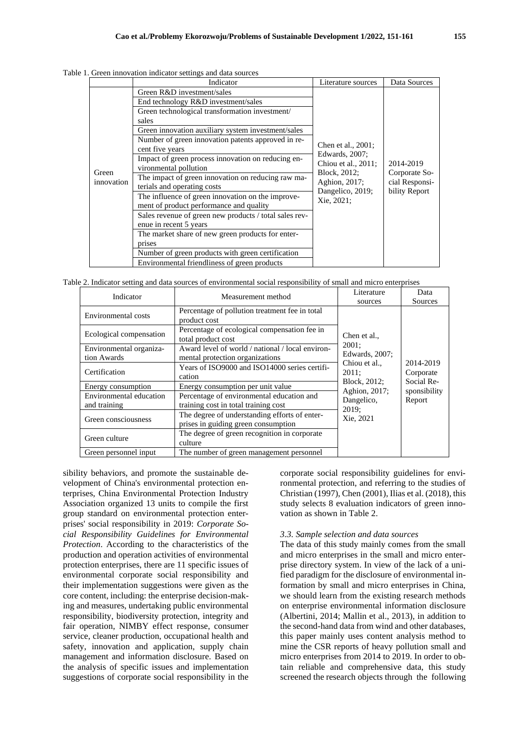Table 1. Green innovation indicator settings and data sources

| | Indicator | Literature sources | Data Sources |
|---|---|---|---|
| Green innovation | Green R&D investment/sales | Chen et al., 2001; Edwards, 2007; Chiou et al., 2011; Block, 2012; Aghion, 2017; Dangelico, 2019; Xie, 2021; | 2014-2019 Corporate Social Responsibility Report |
| | End technology R&D investment/sales | | |
| | Green technological transformation investment/ sales | | |
| | Green innovation auxiliary system investment/sales | | |
| | Number of green innovation patents approved in recent five years | | |
| | Impact of green process innovation on reducing environmental pollution | | |
| | The impact of green innovation on reducing raw materials and operating costs | | |
| | The influence of green innovation on the improvement of product performance and quality | | |
| | Sales revenue of green new products / total sales revenue in recent 5 years | | |
| | The market share of new green products for enterprises | | |
| | Number of green products with green certification | | |
| | Environmental friendliness of green products | | |

Table 2. Indicator setting and data sources of environmental social responsibility of small and micro enterprises

| Indicator | Measurement method | Literature sources | Data Sources |
|---|---|---|---|
| Environmental costs | Percentage of pollution treatment fee in total product cost | Chen et al., 2001; Edwards, 2007; Chiou et al., 2011; Block, 2012; Aghion, 2017; Dangelico, 2019; Xie, 2021 | 2014-2019 Corporate Social Responsibility Report |
| Ecological compensation | Percentage of ecological compensation fee in total product cost | | |
| Environmental organization Awards | Award level of world / national / local environmental protection organizations | | |
| Certification | Years of ISO9000 and ISO14000 series certification | | |
| Energy consumption | Energy consumption per unit value | | |
| Environmental education and training | Percentage of environmental education and training cost in total training cost | | |
| Green consciousness | The degree of understanding efforts of enterprises in guiding green consumption | | |
| Green culture | The degree of green recognition in corporate culture | | |
| Green personnel input | The number of green management personnel | | |

sibility behaviors, and promote the sustainable development of China's environmental protection enterprises, China Environmental Protection Industry Association organized 13 units to compile the first group standard on environmental protection enterprises' social responsibility in 2019: *Corporate Social Responsibility Guidelines for Environmental Protection*. According to the characteristics of the production and operation activities of environmental protection enterprises, there are 11 specific issues of environmental corporate social responsibility and their implementation suggestions were given as the core content, including: the enterprise decision-making and measures, undertaking public environmental responsibility, biodiversity protection, integrity and fair operation, NIMBY effect response, consumer service, cleaner production, occupational health and safety, innovation and application, supply chain management and information disclosure. Based on the analysis of specific issues and implementation suggestions of corporate social responsibility in the corporate social responsibility guidelines for environmental protection, and referring to the studies of Christian (1997), Chen (2001), Ilias et al. (2018), this study selects 8 evaluation indicators of green innovation as shown in Table 2.

### *3.3. Sample selection and data sources*

The data of this study mainly comes from the small and micro enterprises in the small and micro enterprise directory system. In view of the lack of a unified paradigm for the disclosure of environmental information by small and micro enterprises in China, we should learn from the existing research methods on enterprise environmental information disclosure (Albertini, 2014; Mallin et al., 2013), in addition to the second-hand data from wind and other databases, this paper mainly uses content analysis method to mine the CSR reports of heavy pollution small and micro enterprises from 2014 to 2019. In order to obtain reliable and comprehensive data, this study screened the research objects through the following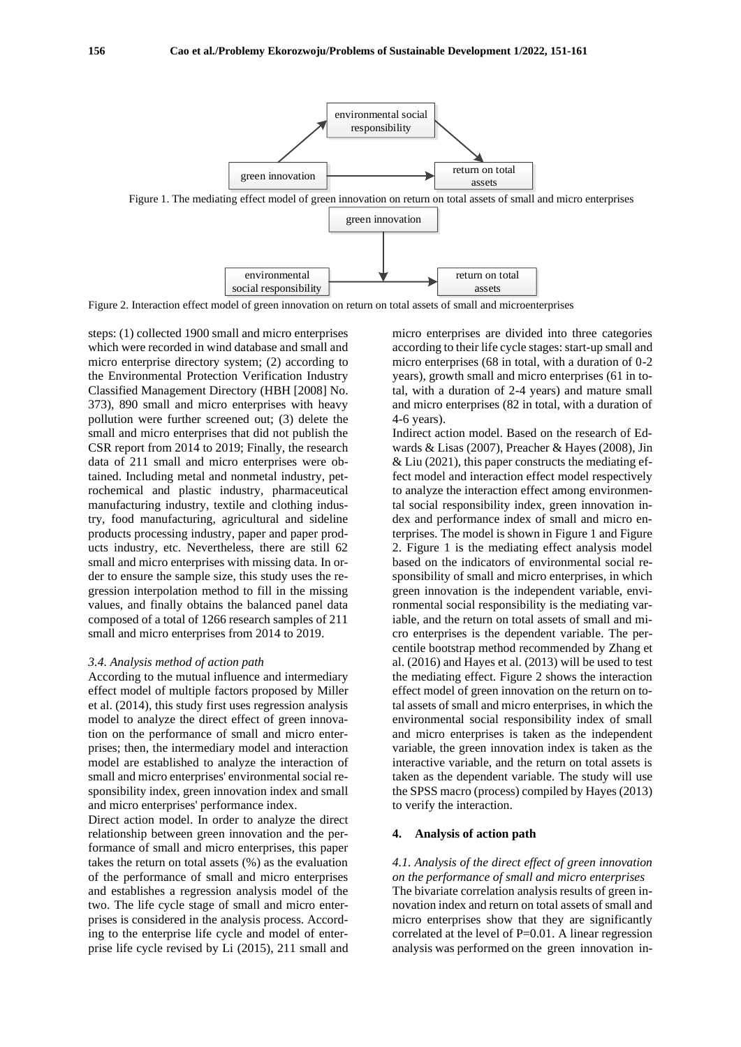Figure 1. The mediating effect model of green innovation on return on total assets of small and micro enterprises

Figure 2. Interaction effect model of green innovation on return on total assets of small and microenterprises

steps: (1) collected 1900 small and micro enterprises which were recorded in wind database and small and micro enterprise directory system; (2) according to the Environmental Protection Verification Industry Classified Management Directory (HBH [2008] No. 373), 890 small and micro enterprises with heavy pollution were further screened out; (3) delete the small and micro enterprises that did not publish the CSR report from 2014 to 2019; Finally, the research data of 211 small and micro enterprises were obtained. Including metal and nonmetal industry, petrochemical and plastic industry, pharmaceutical manufacturing industry, textile and clothing industry, food manufacturing, agricultural and sideline products processing industry, paper and paper products industry, etc. Nevertheless, there are still 62 small and micro enterprises with missing data. In order to ensure the sample size, this study uses the regression interpolation method to fill in the missing values, and finally obtains the balanced panel data composed of a total of 1266 research samples of 211 small and micro enterprises from 2014 to 2019.

### *3.4. Analysis method of action path*

According to the mutual influence and intermediary effect model of multiple factors proposed by Miller et al. (2014), this study first uses regression analysis model to analyze the direct effect of green innovation on the performance of small and micro enterprises; then, the intermediary model and interaction model are established to analyze the interaction of small and micro enterprises' environmental social responsibility index, green innovation index and small and micro enterprises' performance index.

Direct action model. In order to analyze the direct relationship between green innovation and the performance of small and micro enterprises, this paper takes the return on total assets (%) as the evaluation of the performance of small and micro enterprises and establishes a regression analysis model of the two. The life cycle stage of small and micro enterprises is considered in the analysis process. According to the enterprise life cycle and model of enterprise life cycle revised by Li (2015), 211 small and micro enterprises are divided into three categories according to their life cycle stages: start-up small and micro enterprises (68 in total, with a duration of 0-2 years), growth small and micro enterprises (61 in total, with a duration of 2-4 years) and mature small and micro enterprises (82 in total, with a duration of 4-6 years).

Indirect action model. Based on the research of Edwards & Lisas (2007), Preacher & Hayes (2008), Jin & Liu (2021), this paper constructs the mediating effect model and interaction effect model respectively to analyze the interaction effect among environmental social responsibility index, green innovation index and performance index of small and micro enterprises. The model is shown in Figure 1 and Figure 2. Figure 1 is the mediating effect analysis model based on the indicators of environmental social responsibility of small and micro enterprises, in which green innovation is the independent variable, environmental social responsibility is the mediating variable, and the return on total assets of small and micro enterprises is the dependent variable. The percentile bootstrap method recommended by Zhang et al. (2016) and Hayes et al. (2013) will be used to test the mediating effect. Figure 2 shows the interaction effect model of green innovation on the return on total assets of small and micro enterprises, in which the environmental social responsibility index of small and micro enterprises is taken as the independent variable, the green innovation index is taken as the interactive variable, and the return on total assets is taken as the dependent variable. The study will use the SPSS macro (process) compiled by Hayes (2013) to verify the interaction.

## 4. Analysis of action path

### *4.1. Analysis of the direct effect of green innovation on the performance of small and micro enterprises*

The bivariate correlation analysis results of green innovation index and return on total assets of small and micro enterprises show that they are significantly correlated at the level of P=0.01. A linear regression analysis was performed on the green innovation in-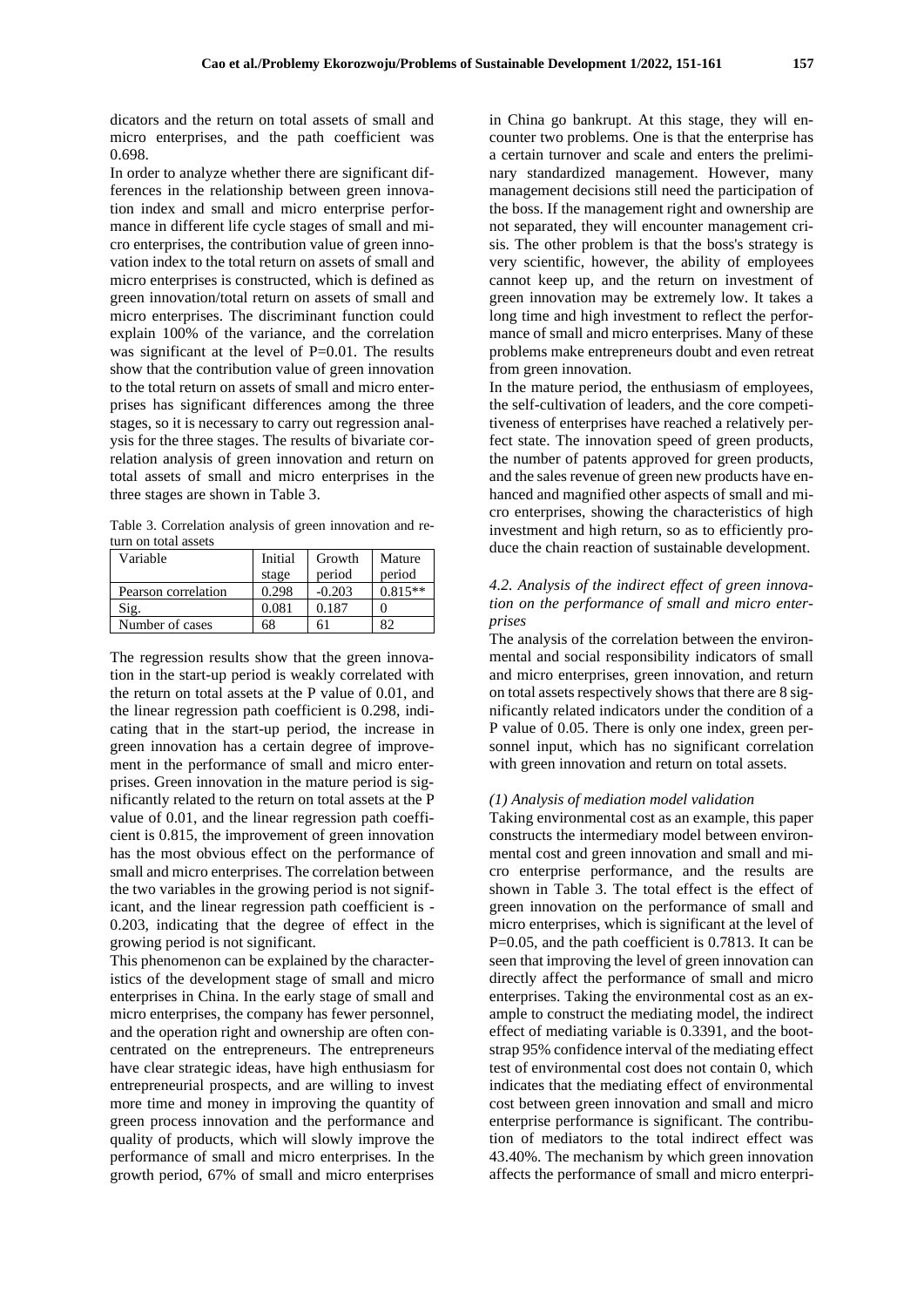dicators and the return on total assets of small and micro enterprises, and the path coefficient was 0.698.

In order to analyze whether there are significant differences in the relationship between green innovation index and small and micro enterprise performance in different life cycle stages of small and micro enterprises, the contribution value of green innovation index to the total return on assets of small and micro enterprises is constructed, which is defined as green innovation/total return on assets of small and micro enterprises. The discriminant function could explain 100% of the variance, and the correlation was significant at the level of P=0.01. The results show that the contribution value of green innovation to the total return on assets of small and micro enterprises has significant differences among the three stages, so it is necessary to carry out regression analysis for the three stages. The results of bivariate correlation analysis of green innovation and return on total assets of small and micro enterprises in the three stages are shown in Table 3.

Table 3. Correlation analysis of green innovation and return on total assets

| Variable | Initial stage | Growth period | Mature period |
|---|---|---|---|
| Pearson correlation | 0.298 | -0.203 | 0.815** |
| Sig. | 0.081 | 0.187 | 0 |
| Number of cases | 68 | 61 | 82 |

The regression results show that the green innovation in the start-up period is weakly correlated with the return on total assets at the P value of 0.01, and the linear regression path coefficient is 0.298, indicating that in the start-up period, the increase in green innovation has a certain degree of improvement in the performance of small and micro enterprises. Green innovation in the mature period is significantly related to the return on total assets at the P value of 0.01, and the linear regression path coefficient is 0.815, the improvement of green innovation has the most obvious effect on the performance of small and micro enterprises. The correlation between the two variables in the growing period is not significant, and the linear regression path coefficient is -0.203, indicating that the degree of effect in the growing period is not significant.

This phenomenon can be explained by the characteristics of the development stage of small and micro enterprises in China. In the early stage of small and micro enterprises, the company has fewer personnel, and the operation right and ownership are often concentrated on the entrepreneurs. The entrepreneurs have clear strategic ideas, have high enthusiasm for entrepreneurial prospects, and are willing to invest more time and money in improving the quantity of green process innovation and the performance and quality of products, which will slowly improve the performance of small and micro enterprises. In the growth period, 67% of small and micro enterprises in China go bankrupt. At this stage, they will encounter two problems. One is that the enterprise has a certain turnover and scale and enters the preliminary standardized management. However, many management decisions still need the participation of the boss. If the management right and ownership are not separated, they will encounter management crisis. The other problem is that the boss's strategy is very scientific, however, the ability of employees cannot keep up, and the return on investment of green innovation may be extremely low. It takes a long time and high investment to reflect the performance of small and micro enterprises. Many of these problems make entrepreneurs doubt and even retreat from green innovation.

In the mature period, the enthusiasm of employees, the self-cultivation of leaders, and the core competitiveness of enterprises have reached a relatively perfect state. The innovation speed of green products, the number of patents approved for green products, and the sales revenue of green new products have enhanced and magnified other aspects of small and micro enterprises, showing the characteristics of high investment and high return, so as to efficiently produce the chain reaction of sustainable development.

### *4.2. Analysis of the indirect effect of green innovation on the performance of small and micro enterprises*

The analysis of the correlation between the environmental and social responsibility indicators of small and micro enterprises, green innovation, and return on total assets respectively shows that there are 8 significantly related indicators under the condition of a P value of 0.05. There is only one index, green personnel input, which has no significant correlation with green innovation and return on total assets.

#### *(1) Analysis of mediation model validation*

Taking environmental cost as an example, this paper constructs the intermediary model between environmental cost and green innovation and small and micro enterprise performance, and the results are shown in Table 3. The total effect is the effect of green innovation on the performance of small and micro enterprises, which is significant at the level of P=0.05, and the path coefficient is 0.7813. It can be seen that improving the level of green innovation can directly affect the performance of small and micro enterprises. Taking the environmental cost as an example to construct the mediating model, the indirect effect of mediating variable is 0.3391, and the bootstrap 95% confidence interval of the mediating effect test of environmental cost does not contain 0, which indicates that the mediating effect of environmental cost between green innovation and small and micro enterprise performance is significant. The contribution of mediators to the total indirect effect was 43.40%. The mechanism by which green innovation affects the performance of small and micro enterpri-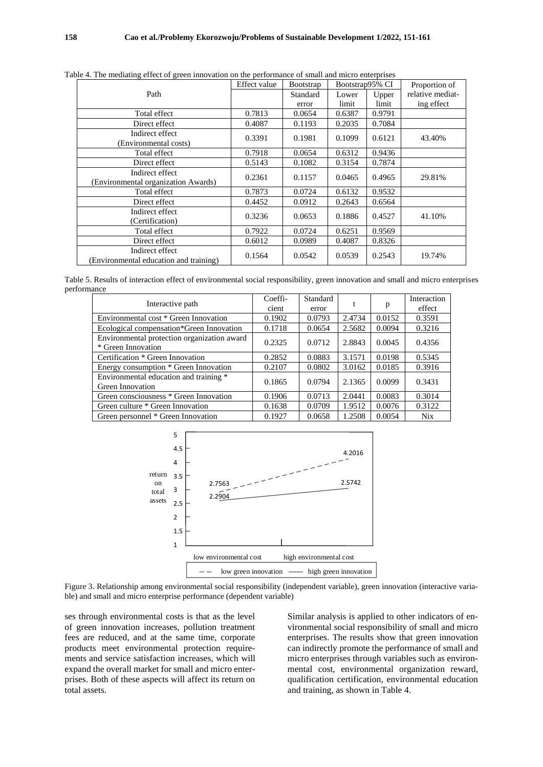Table 4. The mediating effect of green innovation on the performance of small and micro enterprises

| Path | Effect value | Bootstrap Standard error | Bootstrap95% CI Lower limit | Bootstrap95% CI Upper limit | Proportion of relative mediating effect |
|---|---|---|---|---|---|
| Total effect | 0.7813 | 0.0654 | 0.6387 | 0.9791 | |
| Direct effect | 0.4087 | 0.1193 | 0.2035 | 0.7084 | |
| Indirect effect (Environmental costs) | 0.3391 | 0.1981 | 0.1099 | 0.6121 | 43.40% |
| Total effect | 0.7918 | 0.0654 | 0.6312 | 0.9436 | |
| Direct effect | 0.5143 | 0.1082 | 0.3154 | 0.7874 | |
| Indirect effect (Environmental organization Awards) | 0.2361 | 0.1157 | 0.0465 | 0.4965 | 29.81% |
| Total effect | 0.7873 | 0.0724 | 0.6132 | 0.9532 | |
| Direct effect | 0.4452 | 0.0912 | 0.2643 | 0.6564 | |
| Indirect effect (Certification) | 0.3236 | 0.0653 | 0.1886 | 0.4527 | 41.10% |
| Total effect | 0.7922 | 0.0724 | 0.6251 | 0.9569 | |
| Direct effect | 0.6012 | 0.0989 | 0.4087 | 0.8326 | |
| Indirect effect (Environmental education and training) | 0.1564 | 0.0542 | 0.0539 | 0.2543 | 19.74% |

Table 5. Results of interaction effect of environmental social responsibility, green innovation and small and micro enterprises performance

| Interactive path | Coefficient | Standard error | t | p | Interaction effect |
|---|---|---|---|---|---|
| Environmental cost * Green Innovation | 0.1902 | 0.0793 | 2.4734 | 0.0152 | 0.3591 |
| Ecological compensation*Green Innovation | 0.1718 | 0.0654 | 2.5682 | 0.0094 | 0.3216 |
| Environmental protection organization award * Green Innovation | 0.2325 | 0.0712 | 2.8843 | 0.0045 | 0.4356 |
| Certification * Green Innovation | 0.2852 | 0.0883 | 3.1571 | 0.0198 | 0.5345 |
| Energy consumption * Green Innovation | 0.2107 | 0.0802 | 3.0162 | 0.0185 | 0.3916 |
| Environmental education and training * Green Innovation | 0.1865 | 0.0794 | 2.1365 | 0.0099 | 0.3431 |
| Green consciousness * Green Innovation | 0.1906 | 0.0713 | 2.0441 | 0.0083 | 0.3014 |
| Green culture * Green Innovation | 0.1638 | 0.0709 | 1.9512 | 0.0076 | 0.3122 |
| Green personnel * Green Innovation | 0.1927 | 0.0658 | 1.2508 | 0.0054 | Nix |

Figure 3. Relationship among environmental social responsibility (independent variable), green innovation (interactive variable) and small and micro enterprise performance (dependent variable)

ses through environmental costs is that as the level of green innovation increases, pollution treatment fees are reduced, and at the same time, corporate products meet environmental protection requirements and service satisfaction increases, which will expand the overall market for small and micro enterprises. Both of these aspects will affect its return on total assets.

Similar analysis is applied to other indicators of environmental social responsibility of small and micro enterprises. The results show that green innovation can indirectly promote the performance of small and micro enterprises through variables such as environmental cost, environmental organization reward, qualification certification, environmental education and training, as shown in Table 4.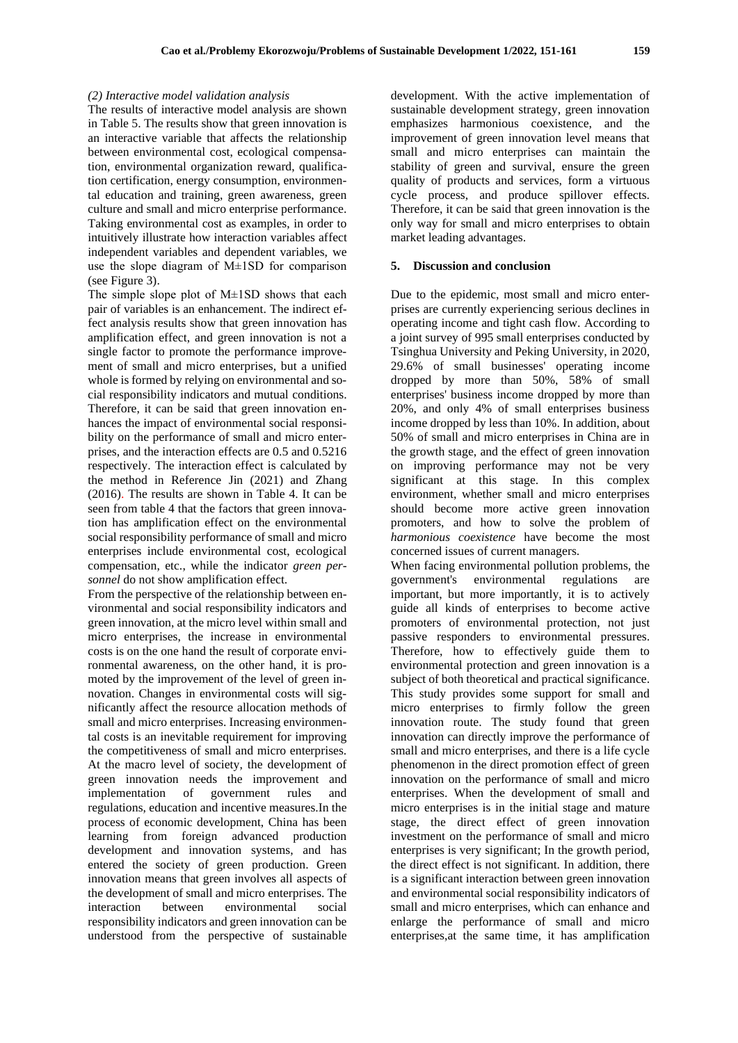*(2) Interactive model validation analysis*

The results of interactive model analysis are shown in Table 5. The results show that green innovation is an interactive variable that affects the relationship between environmental cost, ecological compensation, environmental organization reward, qualification certification, energy consumption, environmental education and training, green awareness, green culture and small and micro enterprise performance. Taking environmental cost as examples, in order to intuitively illustrate how interaction variables affect independent variables and dependent variables, we use the slope diagram of M±1SD for comparison (see Figure 3).

The simple slope plot of M±1SD shows that each pair of variables is an enhancement. The indirect effect analysis results show that green innovation has amplification effect, and green innovation is not a single factor to promote the performance improvement of small and micro enterprises, but a unified whole is formed by relying on environmental and social responsibility indicators and mutual conditions. Therefore, it can be said that green innovation enhances the impact of environmental social responsibility on the performance of small and micro enterprises, and the interaction effects are 0.5 and 0.5216 respectively. The interaction effect is calculated by the method in Reference Jin (2021) and Zhang (2016). The results are shown in Table 4. It can be seen from table 4 that the factors that green innovation has amplification effect on the environmental social responsibility performance of small and micro enterprises include environmental cost, ecological compensation, etc., while the indicator *green personnel* do not show amplification effect.

From the perspective of the relationship between environmental and social responsibility indicators and green innovation, at the micro level within small and micro enterprises, the increase in environmental costs is on the one hand the result of corporate environmental awareness, on the other hand, it is promoted by the improvement of the level of green innovation. Changes in environmental costs will significantly affect the resource allocation methods of small and micro enterprises. Increasing environmental costs is an inevitable requirement for improving the competitiveness of small and micro enterprises. At the macro level of society, the development of green innovation needs the improvement and implementation of government rules and regulations, education and incentive measures.In the process of economic development, China has been learning from foreign advanced production development and innovation systems, and has entered the society of green production. Green innovation means that green involves all aspects of the development of small and micro enterprises. The interaction between environmental social responsibility indicators and green innovation can be understood from the perspective of sustainable development. With the active implementation of sustainable development strategy, green innovation emphasizes harmonious coexistence, and the improvement of green innovation level means that small and micro enterprises can maintain the stability of green and survival, ensure the green quality of products and services, form a virtuous cycle process, and produce spillover effects. Therefore, it can be said that green innovation is the only way for small and micro enterprises to obtain market leading advantages.

## 5. Discussion and conclusion

Due to the epidemic, most small and micro enterprises are currently experiencing serious declines in operating income and tight cash flow. According to a joint survey of 995 small enterprises conducted by Tsinghua University and Peking University, in 2020, 29.6% of small businesses' operating income dropped by more than 50%, 58% of small enterprises' business income dropped by more than 20%, and only 4% of small enterprises business income dropped by less than 10%. In addition, about 50% of small and micro enterprises in China are in the growth stage, and the effect of green innovation on improving performance may not be very significant at this stage. In this complex environment, whether small and micro enterprises should become more active green innovation promoters, and how to solve the problem of *harmonious coexistence* have become the most concerned issues of current managers.

When facing environmental pollution problems, the government's environmental regulations are important, but more importantly, it is to actively guide all kinds of enterprises to become active promoters of environmental protection, not just passive responders to environmental pressures. Therefore, how to effectively guide them to environmental protection and green innovation is a subject of both theoretical and practical significance. This study provides some support for small and micro enterprises to firmly follow the green innovation route. The study found that green innovation can directly improve the performance of small and micro enterprises, and there is a life cycle phenomenon in the direct promotion effect of green innovation on the performance of small and micro enterprises. When the development of small and micro enterprises is in the initial stage and mature stage, the direct effect of green innovation investment on the performance of small and micro enterprises is very significant; In the growth period, the direct effect is not significant. In addition, there is a significant interaction between green innovation and environmental social responsibility indicators of small and micro enterprises, which can enhance and enlarge the performance of small and micro enterprises,at the same time, it has amplification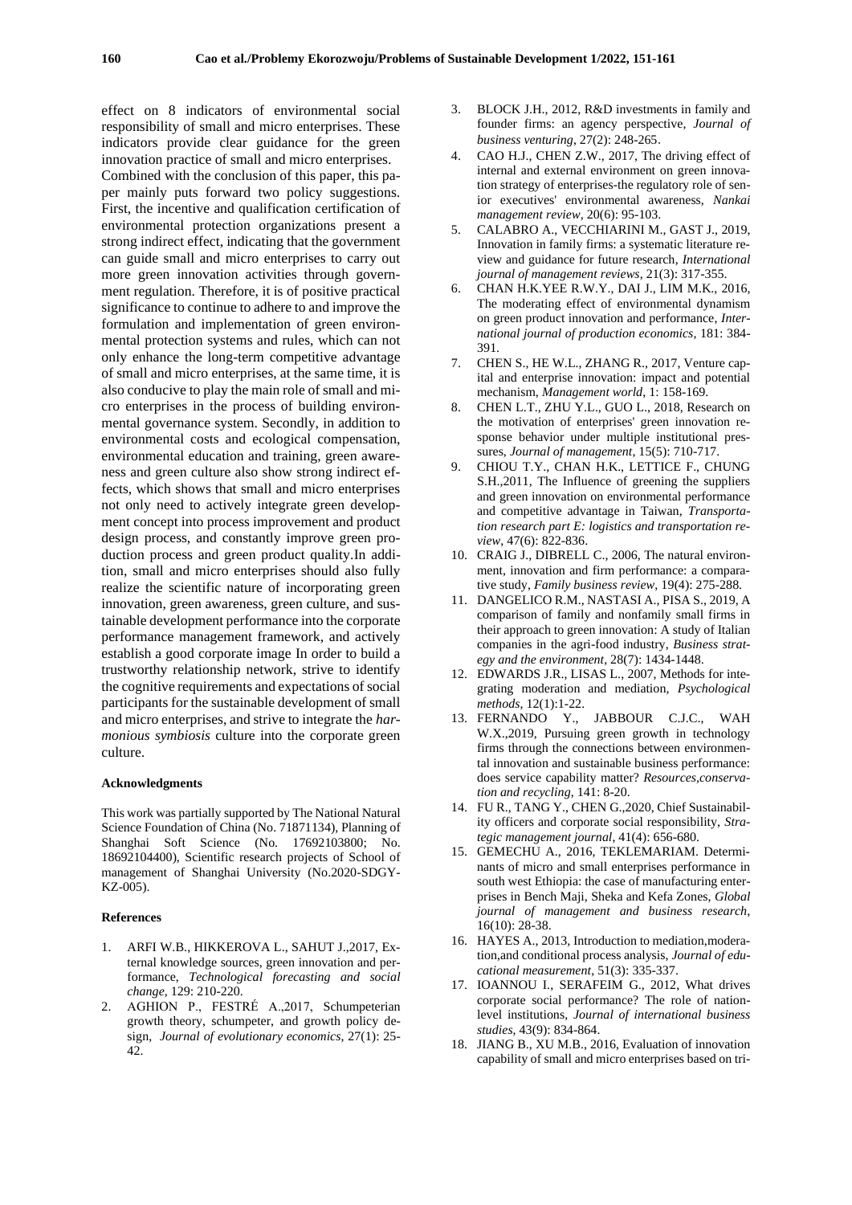effect on 8 indicators of environmental social responsibility of small and micro enterprises. These indicators provide clear guidance for the green innovation practice of small and micro enterprises.

Combined with the conclusion of this paper, this paper mainly puts forward two policy suggestions. First, the incentive and qualification certification of environmental protection organizations present a strong indirect effect, indicating that the government can guide small and micro enterprises to carry out more green innovation activities through government regulation. Therefore, it is of positive practical significance to continue to adhere to and improve the formulation and implementation of green environmental protection systems and rules, which can not only enhance the long-term competitive advantage of small and micro enterprises, at the same time, it is also conducive to play the main role of small and micro enterprises in the process of building environmental governance system. Secondly, in addition to environmental costs and ecological compensation, environmental education and training, green awareness and green culture also show strong indirect effects, which shows that small and micro enterprises not only need to actively integrate green development concept into process improvement and product design process, and constantly improve green production process and green product quality.In addition, small and micro enterprises should also fully realize the scientific nature of incorporating green innovation, green awareness, green culture, and sustainable development performance into the corporate performance management framework, and actively establish a good corporate image In order to build a trustworthy relationship network, strive to identify the cognitive requirements and expectations of social participants for the sustainable development of small and micro enterprises, and strive to integrate the *harmonious symbiosis* culture into the corporate green culture.

#### Acknowledgments

This work was partially supported by The National Natural Science Foundation of China (No. 71871134), Planning of Shanghai Soft Science (No. 17692103800; No. 18692104400), Scientific research projects of School of management of Shanghai University (No.2020-SDGY-KZ-005).

#### References

1. ARFI W.B., HIKKEROVA L., SAHUT J.,2017, External knowledge sources, green innovation and performance, *Technological forecasting and social change*, 129: 210-220.
2. AGHION P., FESTRÉ A.,2017, Schumpeterian growth theory, schumpeter, and growth policy design, *Journal of evolutionary economics*, 27(1): 25-42.
3. BLOCK J.H., 2012, R&D investments in family and founder firms: an agency perspective, *Journal of business venturing*, 27(2): 248-265.
4. CAO H.J., CHEN Z.W., 2017, The driving effect of internal and external environment on green innovation strategy of enterprises-the regulatory role of senior executives' environmental awareness, *Nankai management review*, 20(6): 95-103.
5. CALABRO A., VECCHIARINI M., GAST J., 2019, Innovation in family firms: a systematic literature review and guidance for future research, *International journal of management reviews*, 21(3): 317-355.
6. CHAN H.K.YEE R.W.Y., DAI J., LIM M.K., 2016, The moderating effect of environmental dynamism on green product innovation and performance, *International journal of production economics*, 181: 384-391.
7. CHEN S., HE W.L., ZHANG R., 2017, Venture capital and enterprise innovation: impact and potential mechanism, *Management world*, 1: 158-169.
8. CHEN L.T., ZHU Y.L., GUO L., 2018, Research on the motivation of enterprises' green innovation response behavior under multiple institutional pressures, *Journal of management*, 15(5): 710-717.
9. CHIOU T.Y., CHAN H.K., LETTICE F., CHUNG S.H.,2011, The Influence of greening the suppliers and green innovation on environmental performance and competitive advantage in Taiwan, *Transportation research part E: logistics and transportation review*, 47(6): 822-836.
10. CRAIG J., DIBRELL C., 2006, The natural environment, innovation and firm performance: a comparative study, *Family business review*, 19(4): 275-288.
11. DANGELICO R.M., NASTASI A., PISA S., 2019, A comparison of family and nonfamily small firms in their approach to green innovation: A study of Italian companies in the agri-food industry, *Business strategy and the environment*, 28(7): 1434-1448.
12. EDWARDS J.R., LISAS L., 2007, Methods for integrating moderation and mediation, *Psychological methods*, 12(1):1-22.
13. FERNANDO Y., JABBOUR C.J.C., WAH W.X.,2019, Pursuing green growth in technology firms through the connections between environmental innovation and sustainable business performance: does service capability matter? *Resources,conservation and recycling*, 141: 8-20.
14. FU R., TANG Y., CHEN G.,2020, Chief Sustainability officers and corporate social responsibility, *Strategic management journal*, 41(4): 656-680.
15. GEMECHU A., 2016, TEKLEMARIAM. Determinants of micro and small enterprises performance in south west Ethiopia: the case of manufacturing enterprises in Bench Maji, Sheka and Kefa Zones, *Global journal of management and business research*, 16(10): 28-38.
16. HAYES A., 2013, Introduction to mediation,moderation,and conditional process analysis, *Journal of educational measurement*, 51(3): 335-337.
17. IOANNOU I., SERAFEIM G., 2012, What drives corporate social performance? The role of nation-level institutions, *Journal of international business studies*, 43(9): 834-864.
18. JIANG B., XU M.B., 2016, Evaluation of innovation capability of small and micro enterprises based on tri-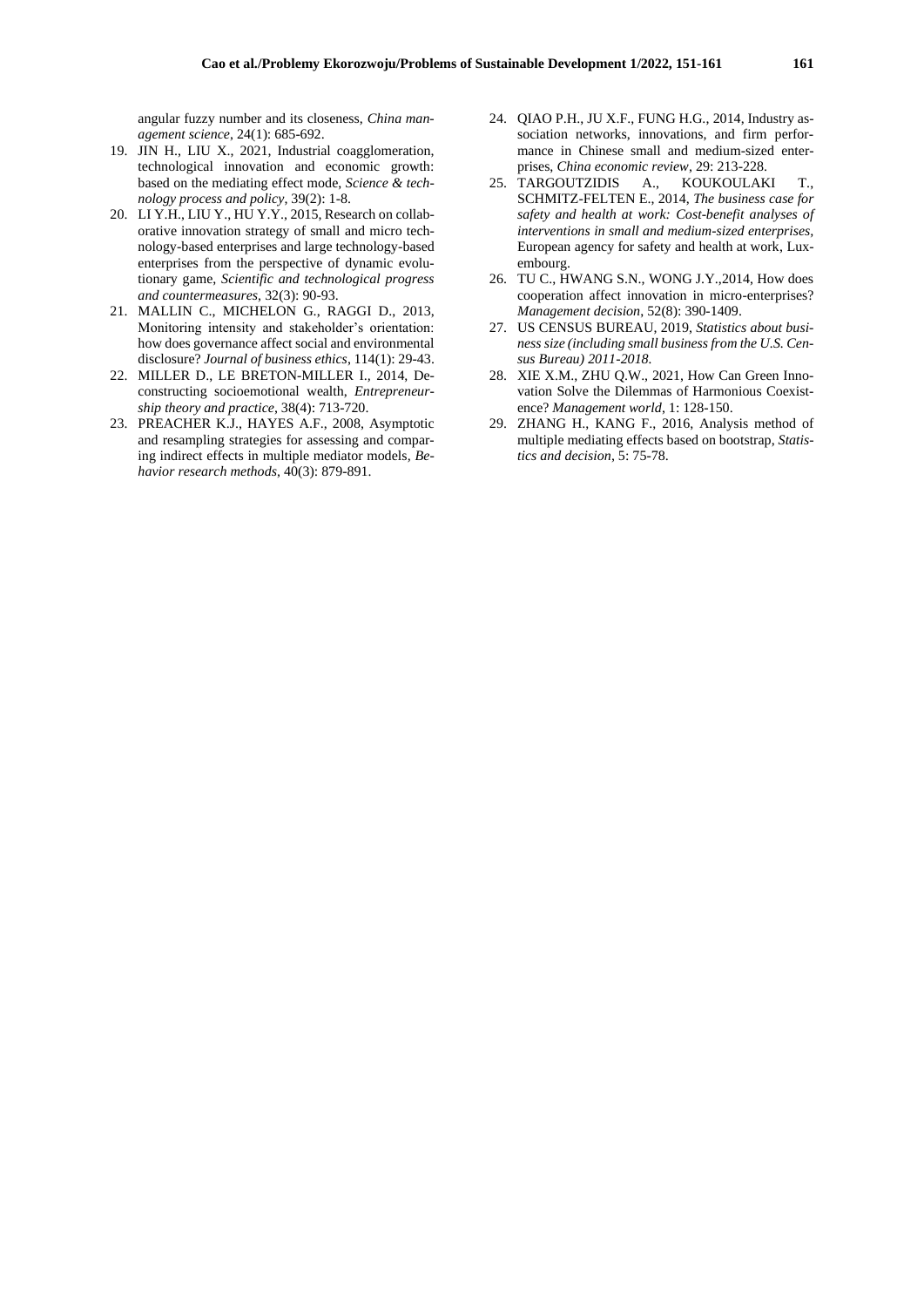angular fuzzy number and its closeness, *China management science*, 24(1): 685-692.

19. JIN H., LIU X., 2021, Industrial coagglomeration, technological innovation and economic growth: based on the mediating effect mode, *Science & technology process and policy*, 39(2): 1-8.
20. LI Y.H., LIU Y., HU Y.Y., 2015, Research on collaborative innovation strategy of small and micro technology-based enterprises and large technology-based enterprises from the perspective of dynamic evolutionary game, *Scientific and technological progress and countermeasures*, 32(3): 90-93.
21. MALLIN C., MICHELON G., RAGGI D., 2013, Monitoring intensity and stakeholder's orientation: how does governance affect social and environmental disclosure? *Journal of business ethics*, 114(1): 29-43.
22. MILLER D., LE BRETON-MILLER I., 2014, Deconstructing socioemotional wealth, *Entrepreneurship theory and practice*, 38(4): 713-720.
23. PREACHER K.J., HAYES A.F., 2008, Asymptotic and resampling strategies for assessing and comparing indirect effects in multiple mediator models, *Behavior research methods*, 40(3): 879-891.
24. QIAO P.H., JU X.F., FUNG H.G., 2014, Industry association networks, innovations, and firm performance in Chinese small and medium-sized enterprises, *China economic review*, 29: 213-228.
25. TARGOUTZIDIS A., KOUKOULAKI T., SCHMITZ-FELTEN E., 2014, *The business case for safety and health at work: Cost-benefit analyses of interventions in small and medium-sized enterprises*, European agency for safety and health at work, Luxembourg.
26. TU C., HWANG S.N., WONG J.Y.,2014, How does cooperation affect innovation in micro-enterprises? *Management decision*, 52(8): 390-1409.
27. US CENSUS BUREAU, 2019, *Statistics about business size (including small business from the U.S. Census Bureau) 2011-2018.*
28. XIE X.M., ZHU Q.W., 2021, How Can Green Innovation Solve the Dilemmas of Harmonious Coexistence? *Management world*, 1: 128-150.
29. ZHANG H., KANG F., 2016, Analysis method of multiple mediating effects based on bootstrap, *Statistics and decision*, 5: 75-78.